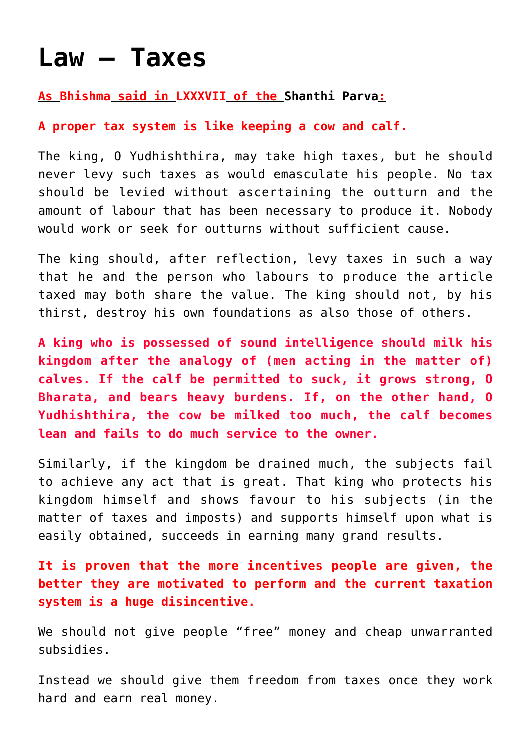# Law – Taxes

**As Bhishma said in LXXXVII of the Shanthi Parva:**

**A proper tax system is like keeping a cow and calf.**

The king, O Yudhishthira, may take high taxes, but he should never levy such taxes as would emasculate his people. No tax should be levied without ascertaining the outturn and the amount of labour that has been necessary to produce it. Nobody would work or seek for outturns without sufficient cause.

The king should, after reflection, levy taxes in such a way that he and the person who labours to produce the article taxed may both share the value. The king should not, by his thirst, destroy his own foundations as also those of others.

**A king who is possessed of sound intelligence should milk his kingdom after the analogy of (men acting in the matter of) calves. If the calf be permitted to suck, it grows strong, O Bharata, and bears heavy burdens. If, on the other hand, O Yudhishthira, the cow be milked too much, the calf becomes lean and fails to do much service to the owner.**

Similarly, if the kingdom be drained much, the subjects fail to achieve any act that is great. That king who protects his kingdom himself and shows favour to his subjects (in the matter of taxes and imposts) and supports himself upon what is easily obtained, succeeds in earning many grand results.

**It is proven that the more incentives people are given, the better they are motivated to perform and the current taxation system is a huge disincentive.**

We should not give people “free” money and cheap unwarranted subsidies.

Instead we should give them freedom from taxes once they work hard and earn real money.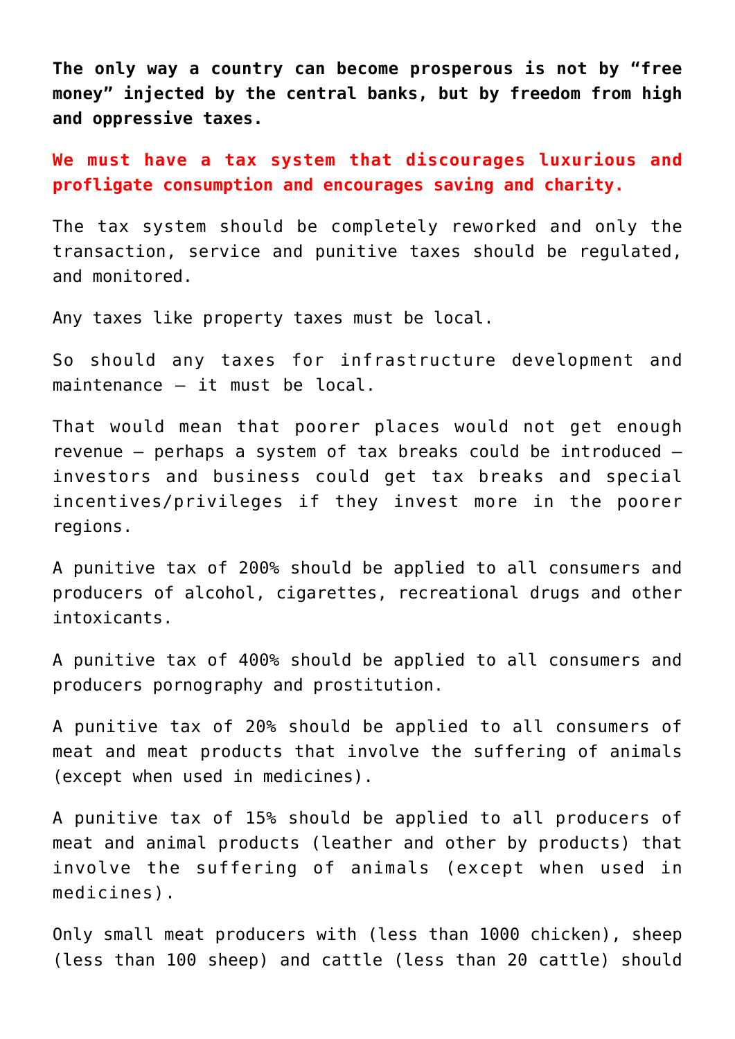**The only way a country can become prosperous is not by "free money" injected by the central banks, but by freedom from high and oppressive taxes.**

**We must have a tax system that discourages luxurious and profligate consumption and encourages saving and charity.**

The tax system should be completely reworked and only the transaction, service and punitive taxes should be regulated, and monitored.

Any taxes like property taxes must be local.

So should any taxes for infrastructure development and maintenance – it must be local.

That would mean that poorer places would not get enough revenue – perhaps a system of tax breaks could be introduced – investors and business could get tax breaks and special incentives/privileges if they invest more in the poorer regions.

A punitive tax of 200% should be applied to all consumers and producers of alcohol, cigarettes, recreational drugs and other intoxicants.

A punitive tax of 400% should be applied to all consumers and producers pornography and prostitution.

A punitive tax of 20% should be applied to all consumers of meat and meat products that involve the suffering of animals (except when used in medicines).

A punitive tax of 15% should be applied to all producers of meat and animal products (leather and other by products) that involve the suffering of animals (except when used in medicines).

Only small meat producers with (less than 1000 chicken), sheep (less than 100 sheep) and cattle (less than 20 cattle) should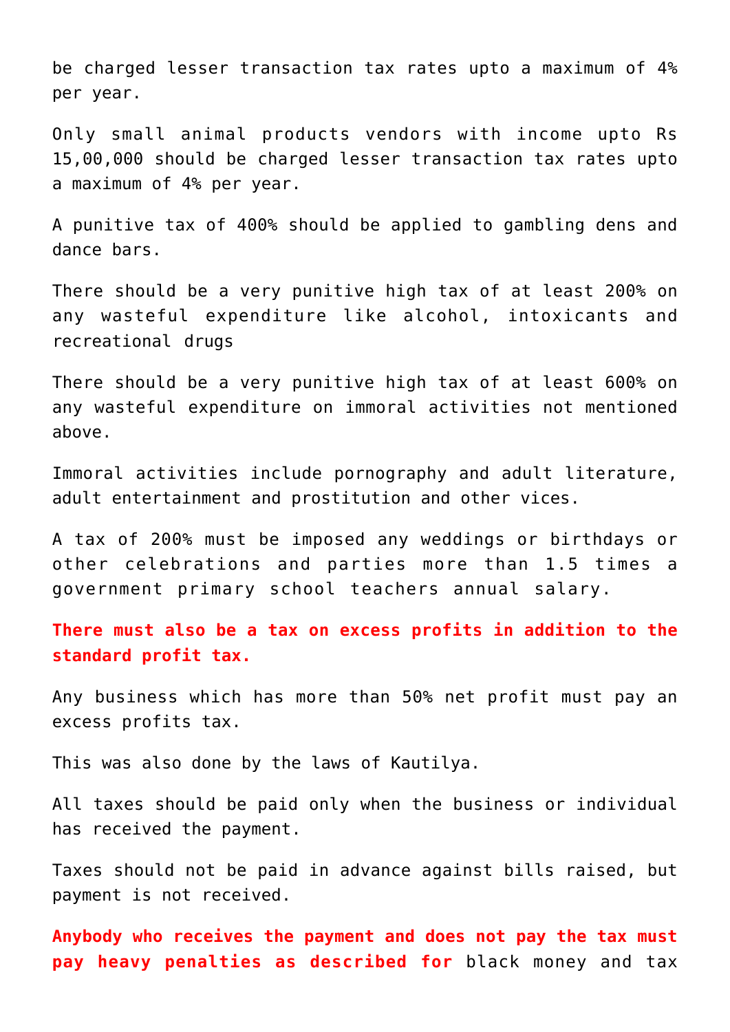be charged lesser transaction tax rates upto a maximum of 4% per year.

Only small animal products vendors with income upto Rs 15,00,000 should be charged lesser transaction tax rates upto a maximum of 4% per year.

A punitive tax of 400% should be applied to gambling dens and dance bars.

There should be a very punitive high tax of at least 200% on any wasteful expenditure like alcohol, intoxicants and recreational drugs

There should be a very punitive high tax of at least 600% on any wasteful expenditure on immoral activities not mentioned above.

Immoral activities include pornography and adult literature, adult entertainment and prostitution and other vices.

A tax of 200% must be imposed any weddings or birthdays or other celebrations and parties more than 1.5 times a government primary school teachers annual salary.

**There must also be a tax on excess profits in addition to the standard profit tax.**

Any business which has more than 50% net profit must pay an excess profits tax.

This was also done by the laws of Kautilya.

All taxes should be paid only when the business or individual has received the payment.

Taxes should not be paid in advance against bills raised, but payment is not received.

**Anybody who receives the payment and does not pay the tax must pay heavy penalties as described for** black money and tax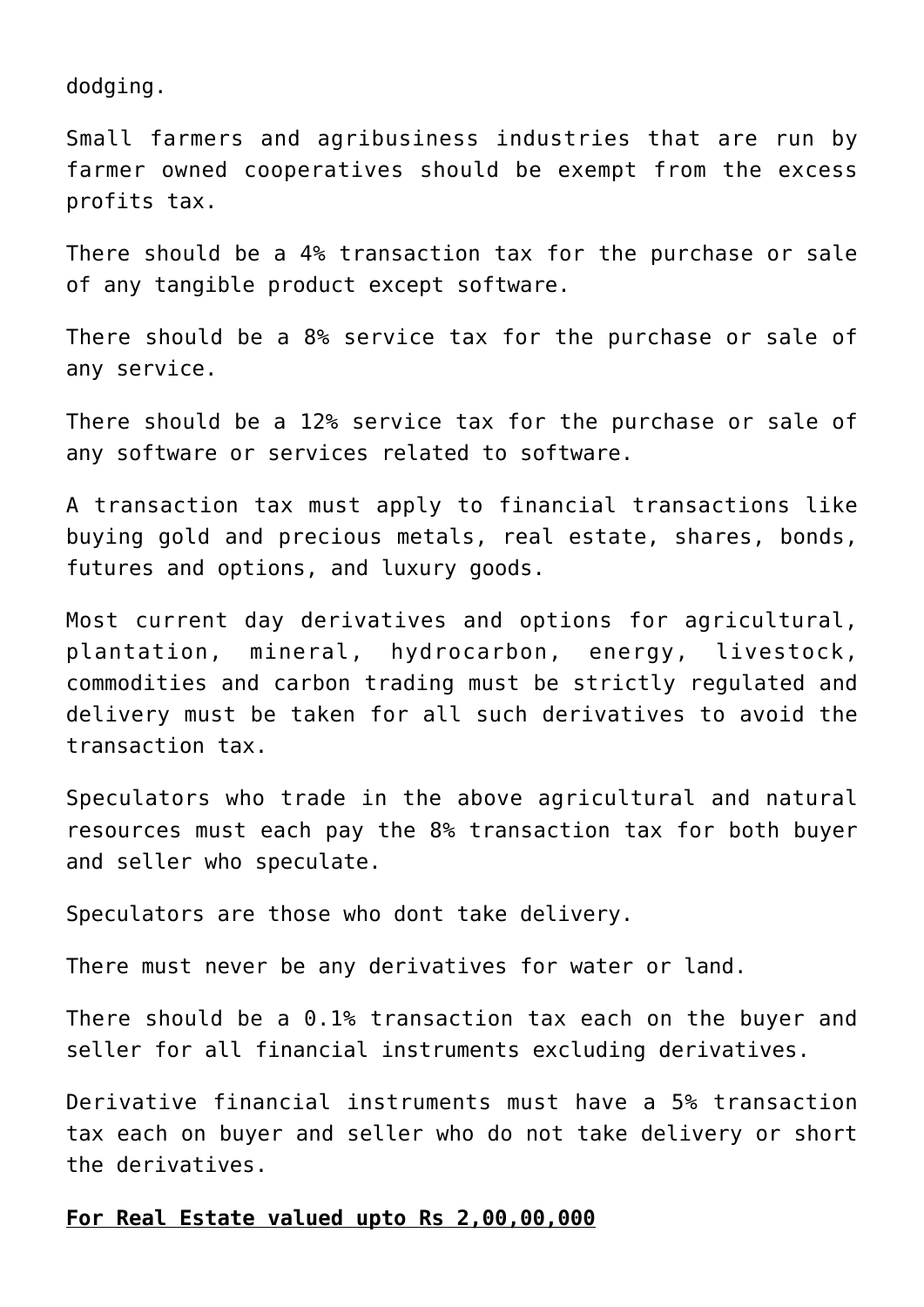dodging.

Small farmers and agribusiness industries that are run by farmer owned cooperatives should be exempt from the excess profits tax.

There should be a 4% transaction tax for the purchase or sale of any tangible product except software.

There should be a 8% service tax for the purchase or sale of any service.

There should be a 12% service tax for the purchase or sale of any software or services related to software.

A transaction tax must apply to financial transactions like buying gold and precious metals, real estate, shares, bonds, futures and options, and luxury goods.

Most current day derivatives and options for agricultural, plantation, mineral, hydrocarbon, energy, livestock, commodities and carbon trading must be strictly regulated and delivery must be taken for all such derivatives to avoid the transaction tax.

Speculators who trade in the above agricultural and natural resources must each pay the 8% transaction tax for both buyer and seller who speculate.

Speculators are those who dont take delivery.

There must never be any derivatives for water or land.

There should be a 0.1% transaction tax each on the buyer and seller for all financial instruments excluding derivatives.

Derivative financial instruments must have a 5% transaction tax each on buyer and seller who do not take delivery or short the derivatives.

**For Real Estate valued upto Rs 2,00,00,000**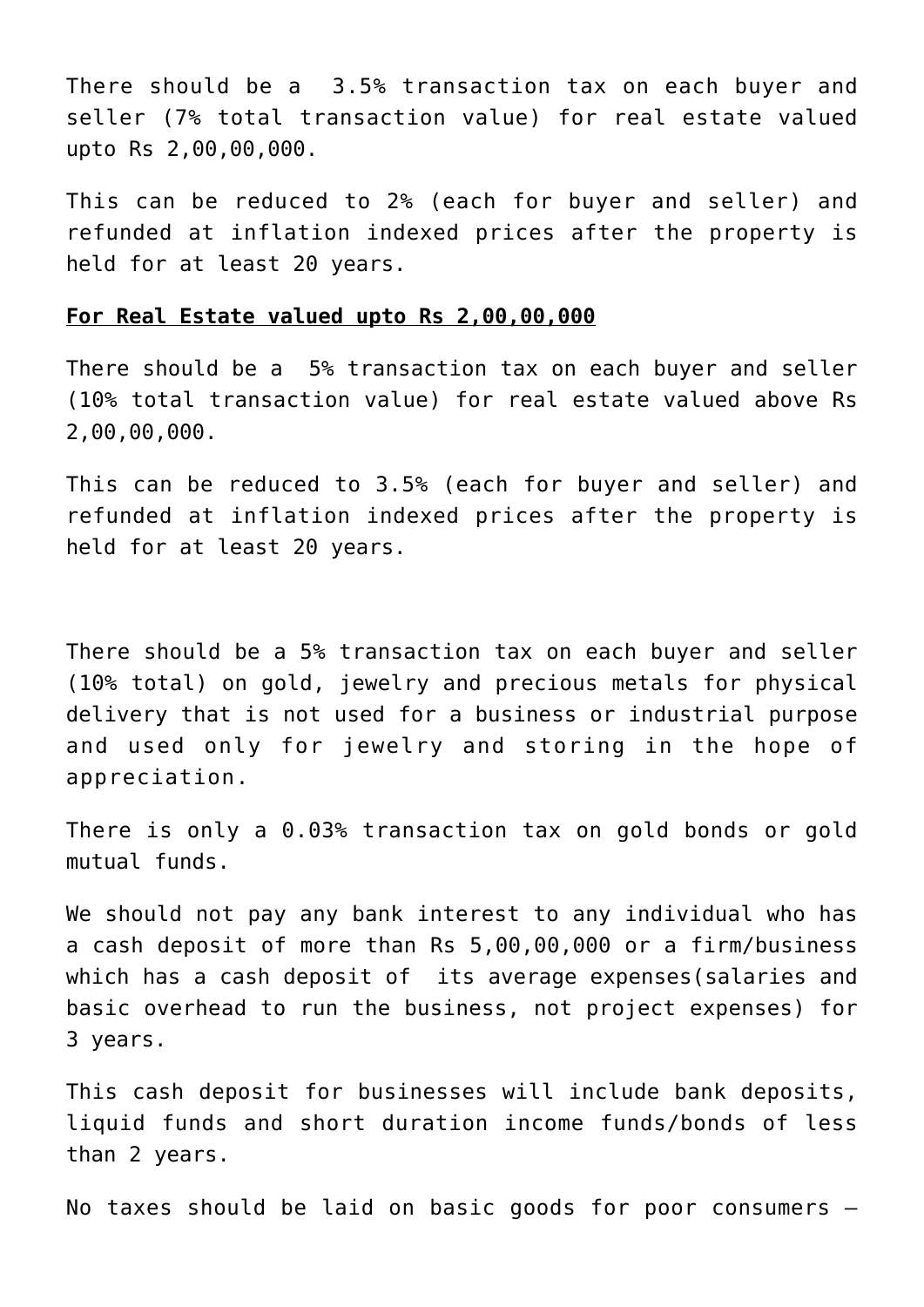There should be a  3.5% transaction tax on each buyer and seller (7% total transaction value) for real estate valued upto Rs 2,00,00,000.

This can be reduced to 2% (each for buyer and seller) and refunded at inflation indexed prices after the property is held for at least 20 years.

**For Real Estate valued upto Rs 2,00,00,000**

There should be a  5% transaction tax on each buyer and seller (10% total transaction value) for real estate valued above Rs 2,00,00,000.

This can be reduced to 3.5% (each for buyer and seller) and refunded at inflation indexed prices after the property is held for at least 20 years.

There should be a 5% transaction tax on each buyer and seller (10% total) on gold, jewelry and precious metals for physical delivery that is not used for a business or industrial purpose and used only for jewelry and storing in the hope of appreciation.

There is only a 0.03% transaction tax on gold bonds or gold mutual funds.

We should not pay any bank interest to any individual who has a cash deposit of more than Rs 5,00,00,000 or a firm/business which has a cash deposit of  its average expenses(salaries and basic overhead to run the business, not project expenses) for 3 years.

This cash deposit for businesses will include bank deposits, liquid funds and short duration income funds/bonds of less than 2 years.

No taxes should be laid on basic goods for poor consumers –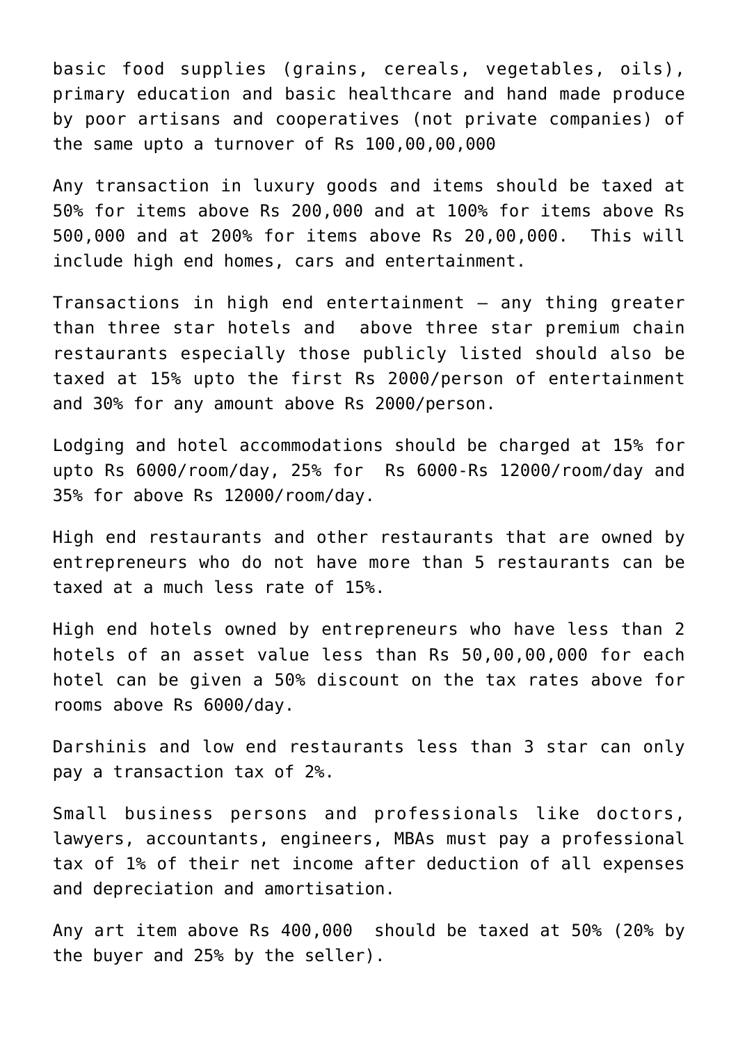basic food supplies (grains, cereals, vegetables, oils), primary education and basic healthcare and hand made produce by poor artisans and cooperatives (not private companies) of the same upto a turnover of Rs 100,00,00,000

Any transaction in luxury goods and items should be taxed at 50% for items above Rs 200,000 and at 100% for items above Rs 500,000 and at 200% for items above Rs 20,00,000. This will include high end homes, cars and entertainment.

Transactions in high end entertainment – any thing greater than three star hotels and above three star premium chain restaurants especially those publicly listed should also be taxed at 15% upto the first Rs 2000/person of entertainment and 30% for any amount above Rs 2000/person.

Lodging and hotel accommodations should be charged at 15% for upto Rs 6000/room/day, 25% for Rs 6000-Rs 12000/room/day and 35% for above Rs 12000/room/day.

High end restaurants and other restaurants that are owned by entrepreneurs who do not have more than 5 restaurants can be taxed at a much less rate of 15%.

High end hotels owned by entrepreneurs who have less than 2 hotels of an asset value less than Rs 50,00,00,000 for each hotel can be given a 50% discount on the tax rates above for rooms above Rs 6000/day.

Darshinis and low end restaurants less than 3 star can only pay a transaction tax of 2%.

Small business persons and professionals like doctors, lawyers, accountants, engineers, MBAs must pay a professional tax of 1% of their net income after deduction of all expenses and depreciation and amortisation.

Any art item above Rs 400,000 should be taxed at 50% (20% by the buyer and 25% by the seller).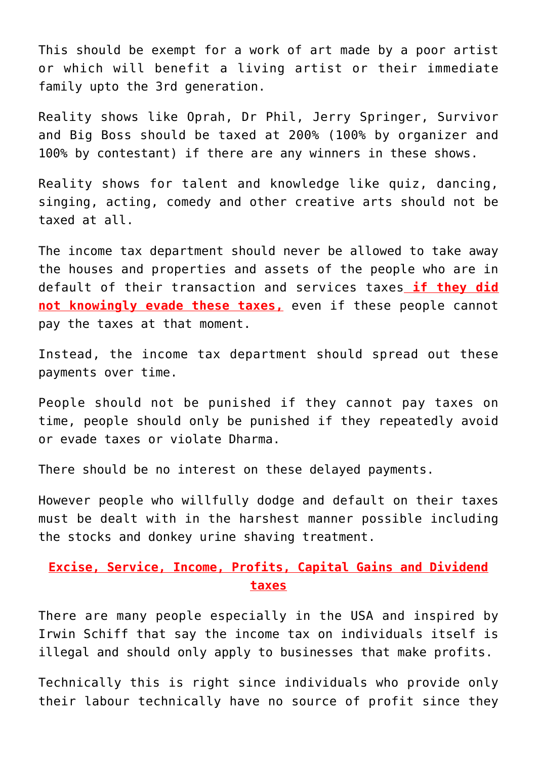This should be exempt for a work of art made by a poor artist or which will benefit a living artist or their immediate family upto the 3rd generation.

Reality shows like Oprah, Dr Phil, Jerry Springer, Survivor and Big Boss should be taxed at 200% (100% by organizer and 100% by contestant) if there are any winners in these shows.

Reality shows for talent and knowledge like quiz, dancing, singing, acting, comedy and other creative arts should not be taxed at all.

The income tax department should never be allowed to take away the houses and properties and assets of the people who are in default of their transaction and services taxes **if they did not knowingly evade these taxes,** even if these people cannot pay the taxes at that moment.

Instead, the income tax department should spread out these payments over time.

People should not be punished if they cannot pay taxes on time, people should only be punished if they repeatedly avoid or evade taxes or violate Dharma.

There should be no interest on these delayed payments.

However people who willfully dodge and default on their taxes must be dealt with in the harshest manner possible including the stocks and donkey urine shaving treatment.

## Excise, Service, Income, Profits, Capital Gains and Dividend taxes

There are many people especially in the USA and inspired by Irwin Schiff that say the income tax on individuals itself is illegal and should only apply to businesses that make profits.

Technically this is right since individuals who provide only their labour technically have no source of profit since they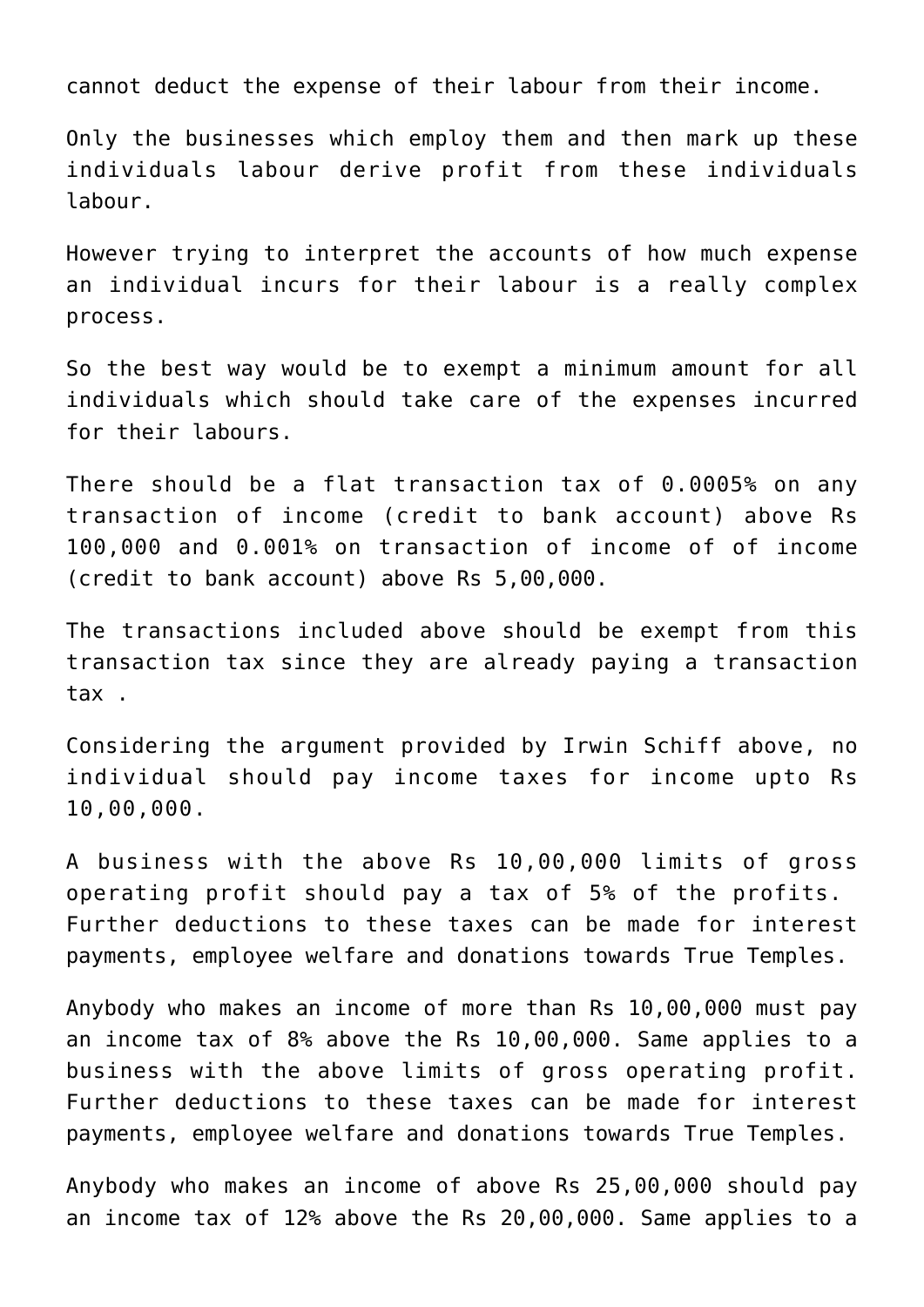cannot deduct the expense of their labour from their income.

Only the businesses which employ them and then mark up these individuals labour derive profit from these individuals labour.

However trying to interpret the accounts of how much expense an individual incurs for their labour is a really complex process.

So the best way would be to exempt a minimum amount for all individuals which should take care of the expenses incurred for their labours.

There should be a flat transaction tax of 0.0005% on any transaction of income (credit to bank account) above Rs 100,000 and 0.001% on transaction of income of of income (credit to bank account) above Rs 5,00,000.

The transactions included above should be exempt from this transaction tax since they are already paying a transaction tax .

Considering the argument provided by Irwin Schiff above, no individual should pay income taxes for income upto Rs 10,00,000.

A business with the above Rs 10,00,000 limits of gross operating profit should pay a tax of 5% of the profits. Further deductions to these taxes can be made for interest payments, employee welfare and donations towards True Temples.

Anybody who makes an income of more than Rs 10,00,000 must pay an income tax of 8% above the Rs 10,00,000. Same applies to a business with the above limits of gross operating profit. Further deductions to these taxes can be made for interest payments, employee welfare and donations towards True Temples.

Anybody who makes an income of above Rs 25,00,000 should pay an income tax of 12% above the Rs 20,00,000. Same applies to a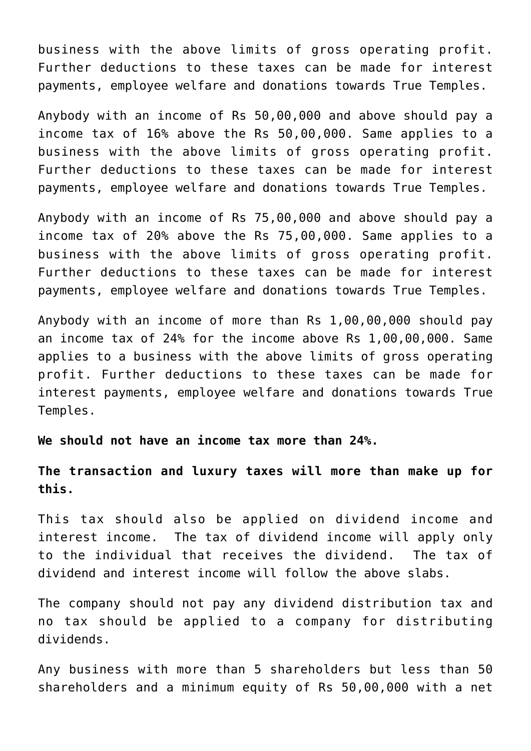business with the above limits of gross operating profit. Further deductions to these taxes can be made for interest payments, employee welfare and donations towards True Temples.

Anybody with an income of Rs 50,00,000 and above should pay a income tax of 16% above the Rs 50,00,000. Same applies to a business with the above limits of gross operating profit. Further deductions to these taxes can be made for interest payments, employee welfare and donations towards True Temples.

Anybody with an income of Rs 75,00,000 and above should pay a income tax of 20% above the Rs 75,00,000. Same applies to a business with the above limits of gross operating profit. Further deductions to these taxes can be made for interest payments, employee welfare and donations towards True Temples.

Anybody with an income of more than Rs 1,00,00,000 should pay an income tax of 24% for the income above Rs 1,00,00,000. Same applies to a business with the above limits of gross operating profit. Further deductions to these taxes can be made for interest payments, employee welfare and donations towards True Temples.

**We should not have an income tax more than 24%.**

**The transaction and luxury taxes will more than make up for this.**

This tax should also be applied on dividend income and interest income. The tax of dividend income will apply only to the individual that receives the dividend. The tax of dividend and interest income will follow the above slabs.

The company should not pay any dividend distribution tax and no tax should be applied to a company for distributing dividends.

Any business with more than 5 shareholders but less than 50 shareholders and a minimum equity of Rs 50,00,000 with a net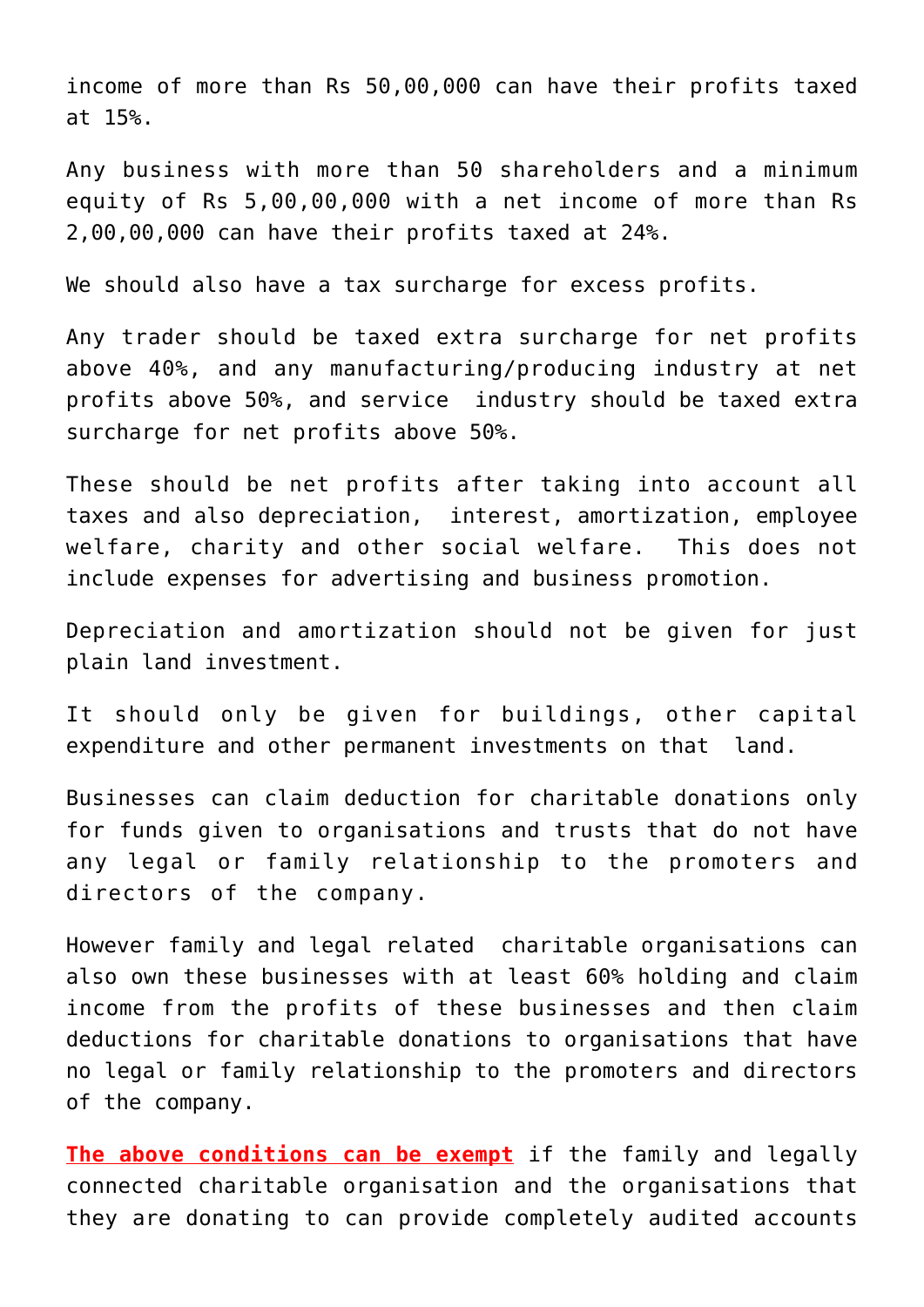income of more than Rs 50,00,000 can have their profits taxed at 15%.

Any business with more than 50 shareholders and a minimum equity of Rs 5,00,00,000 with a net income of more than Rs 2,00,00,000 can have their profits taxed at 24%.

We should also have a tax surcharge for excess profits.

Any trader should be taxed extra surcharge for net profits above 40%, and any manufacturing/producing industry at net profits above 50%, and service industry should be taxed extra surcharge for net profits above 50%.

These should be net profits after taking into account all taxes and also depreciation, interest, amortization, employee welfare, charity and other social welfare. This does not include expenses for advertising and business promotion.

Depreciation and amortization should not be given for just plain land investment.

It should only be given for buildings, other capital expenditure and other permanent investments on that land.

Businesses can claim deduction for charitable donations only for funds given to organisations and trusts that do not have any legal or family relationship to the promoters and directors of the company.

However family and legal related charitable organisations can also own these businesses with at least 60% holding and claim income from the profits of these businesses and then claim deductions for charitable donations to organisations that have no legal or family relationship to the promoters and directors of the company.

**The above conditions can be exempt** if the family and legally connected charitable organisation and the organisations that they are donating to can provide completely audited accounts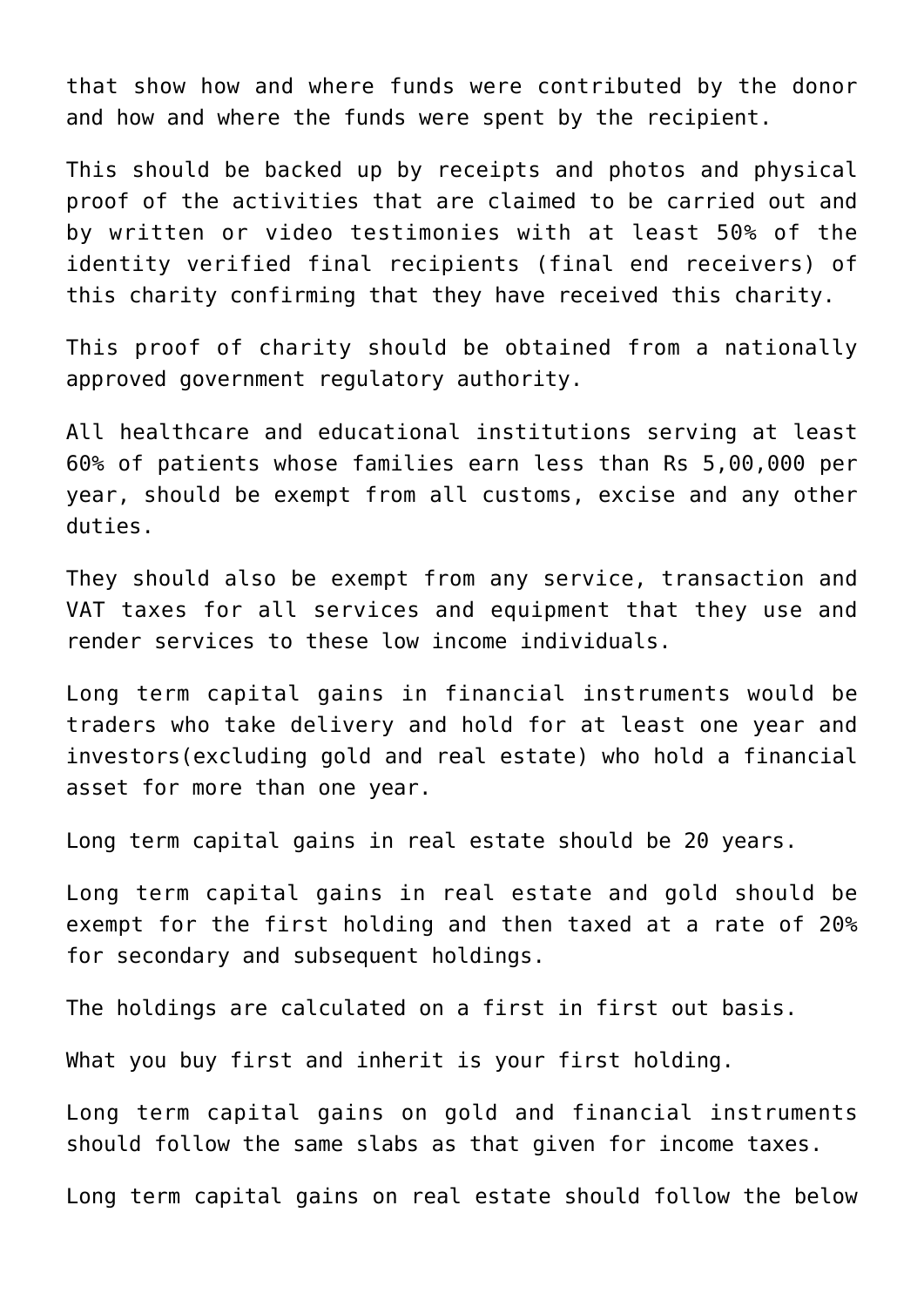that show how and where funds were contributed by the donor and how and where the funds were spent by the recipient.

This should be backed up by receipts and photos and physical proof of the activities that are claimed to be carried out and by written or video testimonies with at least 50% of the identity verified final recipients (final end receivers) of this charity confirming that they have received this charity.

This proof of charity should be obtained from a nationally approved government regulatory authority.

All healthcare and educational institutions serving at least 60% of patients whose families earn less than Rs 5,00,000 per year, should be exempt from all customs, excise and any other duties.

They should also be exempt from any service, transaction and VAT taxes for all services and equipment that they use and render services to these low income individuals.

Long term capital gains in financial instruments would be traders who take delivery and hold for at least one year and investors(excluding gold and real estate) who hold a financial asset for more than one year.

Long term capital gains in real estate should be 20 years.

Long term capital gains in real estate and gold should be exempt for the first holding and then taxed at a rate of 20% for secondary and subsequent holdings.

The holdings are calculated on a first in first out basis.

What you buy first and inherit is your first holding.

Long term capital gains on gold and financial instruments should follow the same slabs as that given for income taxes.

Long term capital gains on real estate should follow the below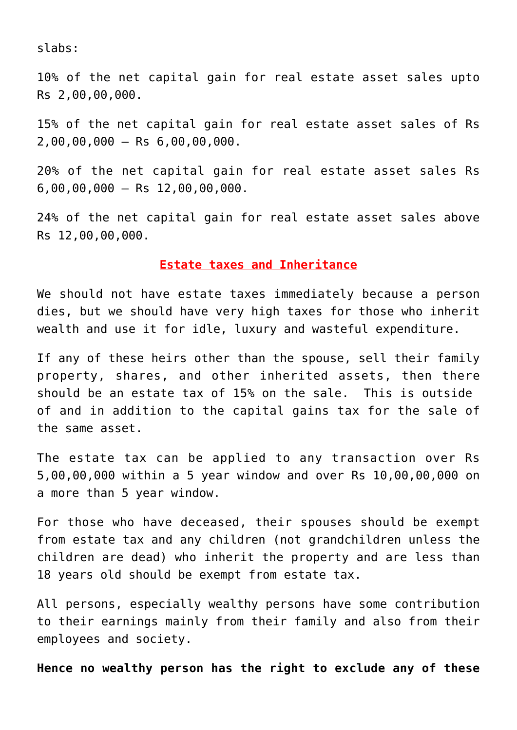slabs:

10% of the net capital gain for real estate asset sales upto Rs 2,00,00,000.

15% of the net capital gain for real estate asset sales of Rs 2,00,00,000 – Rs 6,00,00,000.

20% of the net capital gain for real estate asset sales Rs 6,00,00,000 – Rs 12,00,00,000.

24% of the net capital gain for real estate asset sales above Rs 12,00,00,000.

## Estate taxes and Inheritance

We should not have estate taxes immediately because a person dies, but we should have very high taxes for those who inherit wealth and use it for idle, luxury and wasteful expenditure.

If any of these heirs other than the spouse, sell their family property, shares, and other inherited assets, then there should be an estate tax of 15% on the sale. This is outside of and in addition to the capital gains tax for the sale of the same asset.

The estate tax can be applied to any transaction over Rs 5,00,00,000 within a 5 year window and over Rs 10,00,00,000 on a more than 5 year window.

For those who have deceased, their spouses should be exempt from estate tax and any children (not grandchildren unless the children are dead) who inherit the property and are less than 18 years old should be exempt from estate tax.

All persons, especially wealthy persons have some contribution to their earnings mainly from their family and also from their employees and society.

**Hence no wealthy person has the right to exclude any of these**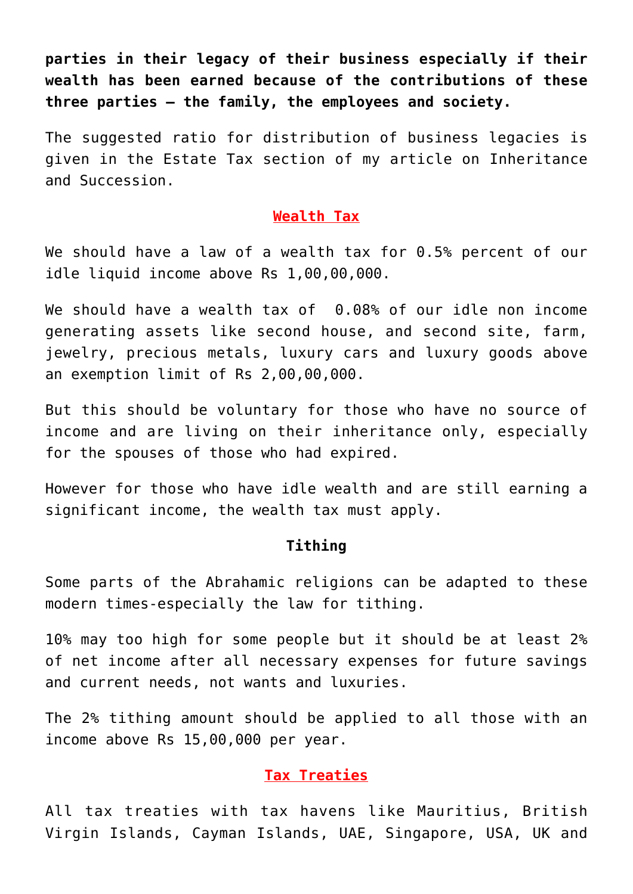**parties in their legacy of their business especially if their wealth has been earned because of the contributions of these three parties – the family, the employees and society.**

The suggested ratio for distribution of business legacies is given in the Estate Tax section of my article on Inheritance and Succession.

## Wealth Tax

We should have a law of a wealth tax for 0.5% percent of our idle liquid income above Rs 1,00,00,000.

We should have a wealth tax of 0.08% of our idle non income generating assets like second house, and second site, farm, jewelry, precious metals, luxury cars and luxury goods above an exemption limit of Rs 2,00,00,000.

But this should be voluntary for those who have no source of income and are living on their inheritance only, especially for the spouses of those who had expired.

However for those who have idle wealth and are still earning a significant income, the wealth tax must apply.

## Tithing

Some parts of the Abrahamic religions can be adapted to these modern times-especially the law for tithing.

10% may too high for some people but it should be at least 2% of net income after all necessary expenses for future savings and current needs, not wants and luxuries.

The 2% tithing amount should be applied to all those with an income above Rs 15,00,000 per year.

## Tax Treaties

All tax treaties with tax havens like Mauritius, British Virgin Islands, Cayman Islands, UAE, Singapore, USA, UK and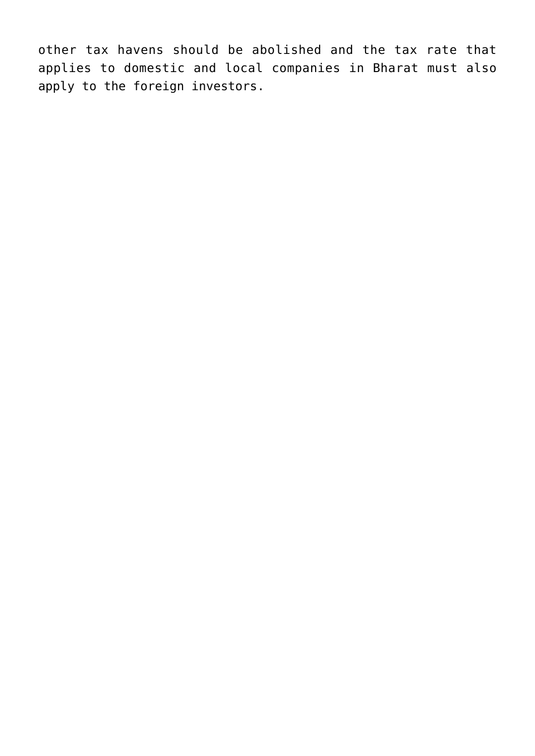other tax havens should be abolished and the tax rate that applies to domestic and local companies in Bharat must also apply to the foreign investors.